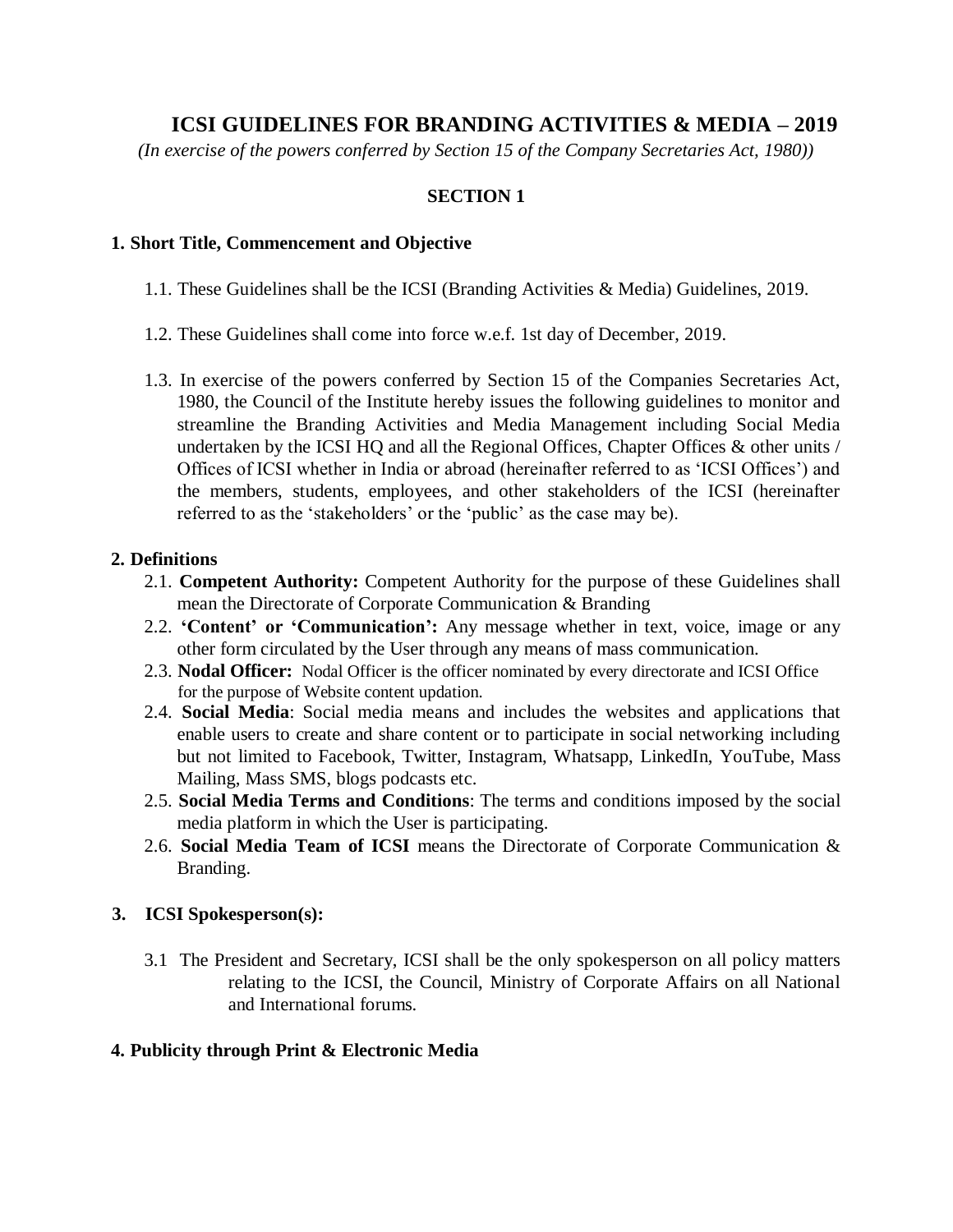# ICSI GUIDELINES FOR BRANDING ACTIVITIES & MEDIA – 2019

*(In exercise of the powers conferred by Section 15 of the Company Secretaries Act, 1980))*

## SECTION 1

### 1. Short Title, Commencement and Objective

1.1. These Guidelines shall be the ICSI (Branding Activities & Media) Guidelines, 2019.

1.2. These Guidelines shall come into force w.e.f. 1st day of December, 2019.

1.3. In exercise of the powers conferred by Section 15 of the Companies Secretaries Act, 1980, the Council of the Institute hereby issues the following guidelines to monitor and streamline the Branding Activities and Media Management including Social Media undertaken by the ICSI HQ and all the Regional Offices, Chapter Offices & other units / Offices of ICSI whether in India or abroad (hereinafter referred to as 'ICSI Offices') and the members, students, employees, and other stakeholders of the ICSI (hereinafter referred to as the 'stakeholders' or the 'public' as the case may be).

### 2. Definitions

2.1. **Competent Authority:** Competent Authority for the purpose of these Guidelines shall mean the Directorate of Corporate Communication & Branding

2.2. **'Content' or 'Communication':** Any message whether in text, voice, image or any other form circulated by the User through any means of mass communication.

2.3. **Nodal Officer:** Nodal Officer is the officer nominated by every directorate and ICSI Office for the purpose of Website content updation.

2.4. **Social Media**: Social media means and includes the websites and applications that enable users to create and share content or to participate in social networking including but not limited to Facebook, Twitter, Instagram, Whatsapp, LinkedIn, YouTube, Mass Mailing, Mass SMS, blogs podcasts etc.

2.5. **Social Media Terms and Conditions**: The terms and conditions imposed by the social media platform in which the User is participating.

2.6. **Social Media Team of ICSI** means the Directorate of Corporate Communication & Branding.

### 3. ICSI Spokesperson(s):

3.1 The President and Secretary, ICSI shall be the only spokesperson on all policy matters relating to the ICSI, the Council, Ministry of Corporate Affairs on all National and International forums.

### 4. Publicity through Print & Electronic Media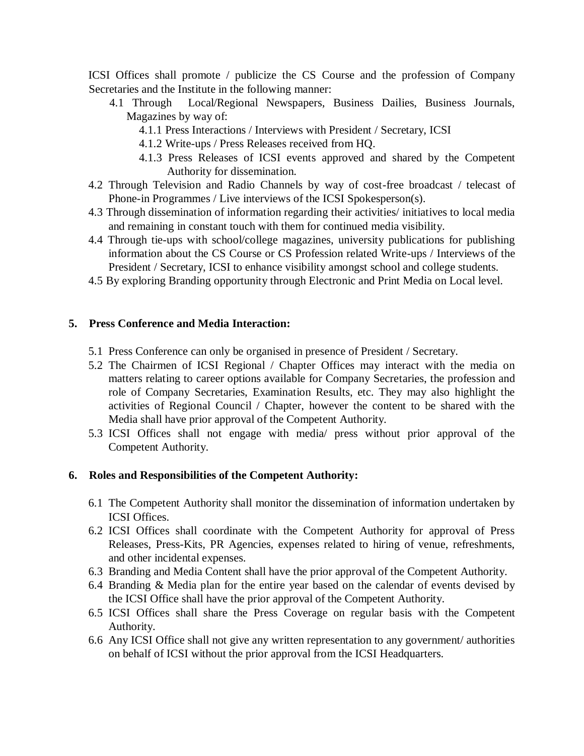ICSI Offices shall promote / publicize the CS Course and the profession of Company Secretaries and the Institute in the following manner:

4.1 Through Local/Regional Newspapers, Business Dailies, Business Journals, Magazines by way of:

4.1.1 Press Interactions / Interviews with President / Secretary, ICSI

4.1.2 Write-ups / Press Releases received from HQ.

4.1.3 Press Releases of ICSI events approved and shared by the Competent Authority for dissemination.

4.2 Through Television and Radio Channels by way of cost-free broadcast / telecast of Phone-in Programmes / Live interviews of the ICSI Spokesperson(s).

4.3 Through dissemination of information regarding their activities/ initiatives to local media and remaining in constant touch with them for continued media visibility.

4.4 Through tie-ups with school/college magazines, university publications for publishing information about the CS Course or CS Profession related Write-ups / Interviews of the President / Secretary, ICSI to enhance visibility amongst school and college students.

4.5 By exploring Branding opportunity through Electronic and Print Media on Local level.

## 5. Press Conference and Media Interaction:

5.1 Press Conference can only be organised in presence of President / Secretary.

5.2 The Chairmen of ICSI Regional / Chapter Offices may interact with the media on matters relating to career options available for Company Secretaries, the profession and role of Company Secretaries, Examination Results, etc. They may also highlight the activities of Regional Council / Chapter, however the content to be shared with the Media shall have prior approval of the Competent Authority.

5.3 ICSI Offices shall not engage with media/ press without prior approval of the Competent Authority.

## 6. Roles and Responsibilities of the Competent Authority:

6.1 The Competent Authority shall monitor the dissemination of information undertaken by ICSI Offices.

6.2 ICSI Offices shall coordinate with the Competent Authority for approval of Press Releases, Press-Kits, PR Agencies, expenses related to hiring of venue, refreshments, and other incidental expenses.

6.3 Branding and Media Content shall have the prior approval of the Competent Authority.

6.4 Branding & Media plan for the entire year based on the calendar of events devised by the ICSI Office shall have the prior approval of the Competent Authority.

6.5 ICSI Offices shall share the Press Coverage on regular basis with the Competent Authority.

6.6 Any ICSI Office shall not give any written representation to any government/ authorities on behalf of ICSI without the prior approval from the ICSI Headquarters.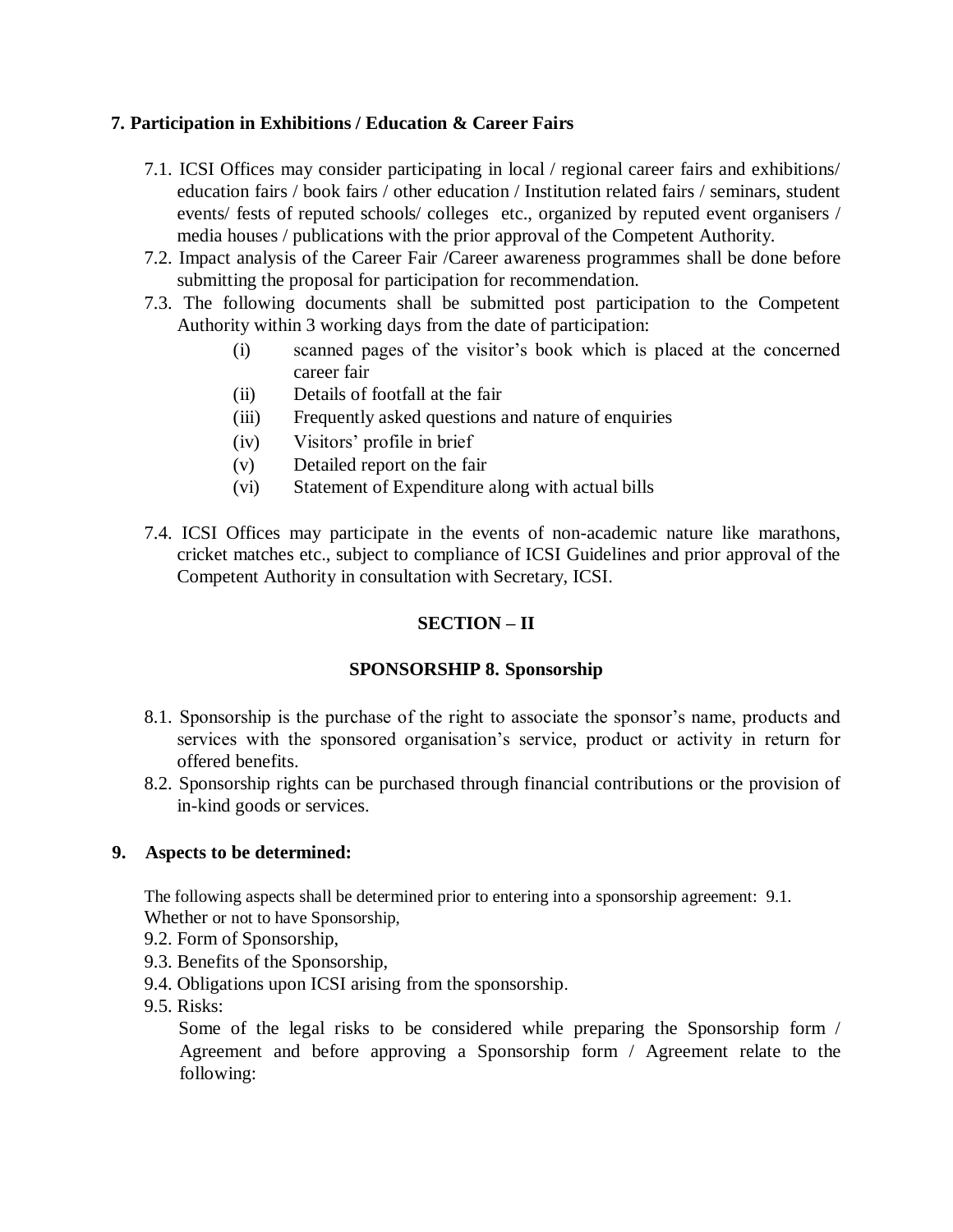## 7. Participation in Exhibitions / Education & Career Fairs

7.1. ICSI Offices may consider participating in local / regional career fairs and exhibitions/ education fairs / book fairs / other education / Institution related fairs / seminars, student events/ fests of reputed schools/ colleges etc., organized by reputed event organisers / media houses / publications with the prior approval of the Competent Authority.

7.2. Impact analysis of the Career Fair /Career awareness programmes shall be done before submitting the proposal for participation for recommendation.

7.3. The following documents shall be submitted post participation to the Competent Authority within 3 working days from the date of participation:

- (i) scanned pages of the visitor's book which is placed at the concerned career fair
- (ii) Details of footfall at the fair
- (iii) Frequently asked questions and nature of enquiries
- (iv) Visitors' profile in brief
- (v) Detailed report on the fair
- (vi) Statement of Expenditure along with actual bills

7.4. ICSI Offices may participate in the events of non-academic nature like marathons, cricket matches etc., subject to compliance of ICSI Guidelines and prior approval of the Competent Authority in consultation with Secretary, ICSI.

## SECTION – II

## SPONSORSHIP 8. Sponsorship

8.1. Sponsorship is the purchase of the right to associate the sponsor's name, products and services with the sponsored organisation's service, product or activity in return for offered benefits.

8.2. Sponsorship rights can be purchased through financial contributions or the provision of in-kind goods or services.

## 9. Aspects to be determined:

The following aspects shall be determined prior to entering into a sponsorship agreement: 9.1. Whether or not to have Sponsorship,

9.2. Form of Sponsorship,

9.3. Benefits of the Sponsorship,

9.4. Obligations upon ICSI arising from the sponsorship.

9.5. Risks:

Some of the legal risks to be considered while preparing the Sponsorship form / Agreement and before approving a Sponsorship form / Agreement relate to the following: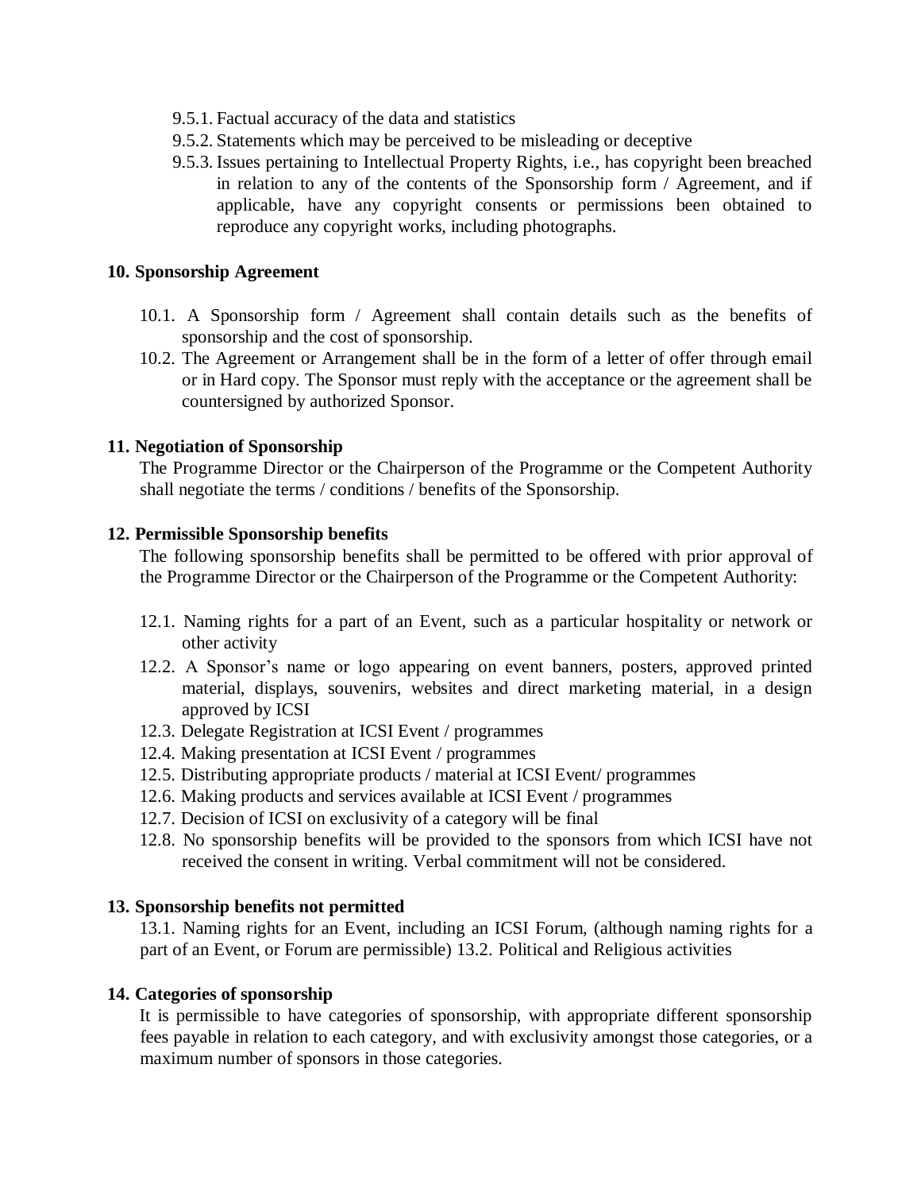9.5.1. Factual accuracy of the data and statistics

9.5.2. Statements which may be perceived to be misleading or deceptive

9.5.3. Issues pertaining to Intellectual Property Rights, i.e., has copyright been breached in relation to any of the contents of the Sponsorship form / Agreement, and if applicable, have any copyright consents or permissions been obtained to reproduce any copyright works, including photographs.

**10. Sponsorship Agreement**

10.1. A Sponsorship form / Agreement shall contain details such as the benefits of sponsorship and the cost of sponsorship.

10.2. The Agreement or Arrangement shall be in the form of a letter of offer through email or in Hard copy. The Sponsor must reply with the acceptance or the agreement shall be countersigned by authorized Sponsor.

**11. Negotiation of Sponsorship**

The Programme Director or the Chairperson of the Programme or the Competent Authority shall negotiate the terms / conditions / benefits of the Sponsorship.

**12. Permissible Sponsorship benefits**

The following sponsorship benefits shall be permitted to be offered with prior approval of the Programme Director or the Chairperson of the Programme or the Competent Authority:

12.1. Naming rights for a part of an Event, such as a particular hospitality or network or other activity

12.2. A Sponsor's name or logo appearing on event banners, posters, approved printed material, displays, souvenirs, websites and direct marketing material, in a design approved by ICSI

12.3. Delegate Registration at ICSI Event / programmes

12.4. Making presentation at ICSI Event / programmes

12.5. Distributing appropriate products / material at ICSI Event/ programmes

12.6. Making products and services available at ICSI Event / programmes

12.7. Decision of ICSI on exclusivity of a category will be final

12.8. No sponsorship benefits will be provided to the sponsors from which ICSI have not received the consent in writing. Verbal commitment will not be considered.

**13. Sponsorship benefits not permitted**

13.1. Naming rights for an Event, including an ICSI Forum, (although naming rights for a part of an Event, or Forum are permissible) 13.2. Political and Religious activities

**14. Categories of sponsorship**

It is permissible to have categories of sponsorship, with appropriate different sponsorship fees payable in relation to each category, and with exclusivity amongst those categories, or a maximum number of sponsors in those categories.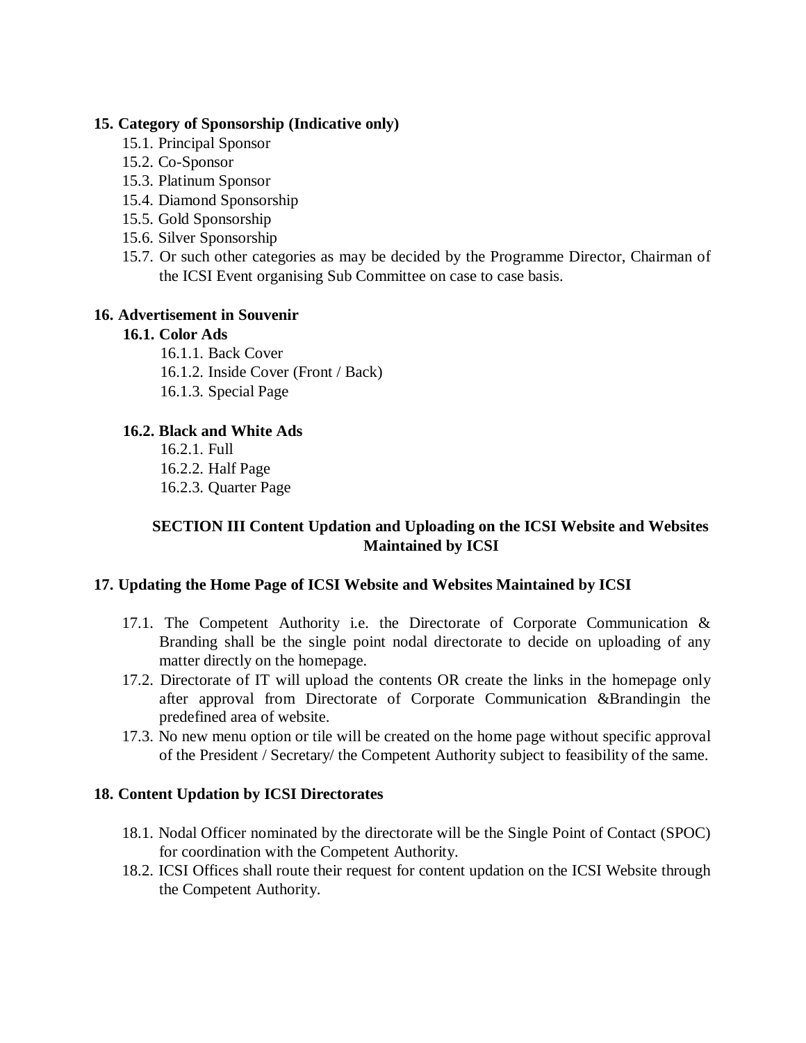**15. Category of Sponsorship (Indicative only)**

15.1. Principal Sponsor

15.2. Co-Sponsor

15.3. Platinum Sponsor

15.4. Diamond Sponsorship

15.5. Gold Sponsorship

15.6. Silver Sponsorship

15.7. Or such other categories as may be decided by the Programme Director, Chairman of the ICSI Event organising Sub Committee on case to case basis.

**16. Advertisement in Souvenir**

**16.1. Color Ads**

16.1.1. Back Cover

16.1.2. Inside Cover (Front / Back)

16.1.3. Special Page

**16.2. Black and White Ads**

16.2.1. Full

16.2.2. Half Page

16.2.3. Quarter Page

## SECTION III Content Updation and Uploading on the ICSI Website and Websites Maintained by ICSI

**17. Updating the Home Page of ICSI Website and Websites Maintained by ICSI**

17.1. The Competent Authority i.e. the Directorate of Corporate Communication & Branding shall be the single point nodal directorate to decide on uploading of any matter directly on the homepage.

17.2. Directorate of IT will upload the contents OR create the links in the homepage only after approval from Directorate of Corporate Communication &Brandingin the predefined area of website.

17.3. No new menu option or tile will be created on the home page without specific approval of the President / Secretary/ the Competent Authority subject to feasibility of the same.

**18. Content Updation by ICSI Directorates**

18.1. Nodal Officer nominated by the directorate will be the Single Point of Contact (SPOC) for coordination with the Competent Authority.

18.2. ICSI Offices shall route their request for content updation on the ICSI Website through the Competent Authority.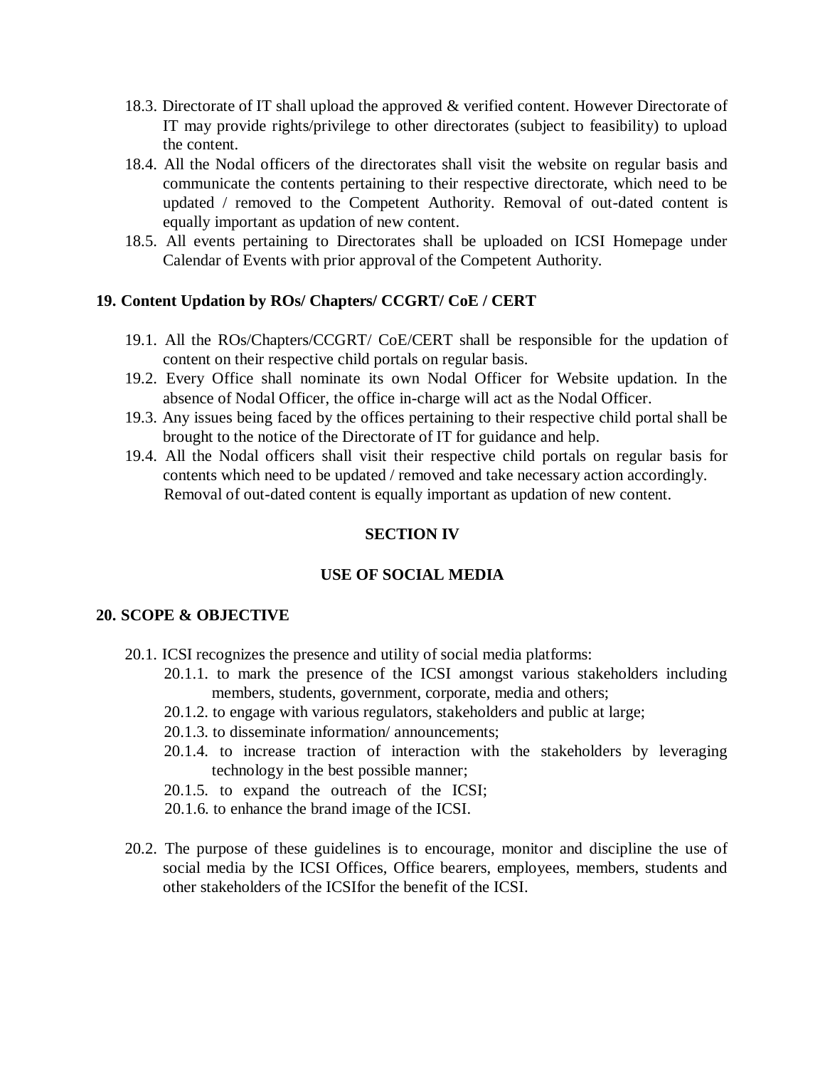18.3. Directorate of IT shall upload the approved & verified content. However Directorate of IT may provide rights/privilege to other directorates (subject to feasibility) to upload the content.

18.4. All the Nodal officers of the directorates shall visit the website on regular basis and communicate the contents pertaining to their respective directorate, which need to be updated / removed to the Competent Authority. Removal of out-dated content is equally important as updation of new content.

18.5. All events pertaining to Directorates shall be uploaded on ICSI Homepage under Calendar of Events with prior approval of the Competent Authority.

**19. Content Updation by ROs/ Chapters/ CCGRT/ CoE / CERT**

19.1. All the ROs/Chapters/CCGRT/ CoE/CERT shall be responsible for the updation of content on their respective child portals on regular basis.

19.2. Every Office shall nominate its own Nodal Officer for Website updation. In the absence of Nodal Officer, the office in-charge will act as the Nodal Officer.

19.3. Any issues being faced by the offices pertaining to their respective child portal shall be brought to the notice of the Directorate of IT for guidance and help.

19.4. All the Nodal officers shall visit their respective child portals on regular basis for contents which need to be updated / removed and take necessary action accordingly. Removal of out-dated content is equally important as updation of new content.

## SECTION IV

## USE OF SOCIAL MEDIA

**20. SCOPE & OBJECTIVE**

20.1. ICSI recognizes the presence and utility of social media platforms:

- 20.1.1. to mark the presence of the ICSI amongst various stakeholders including members, students, government, corporate, media and others;
- 20.1.2. to engage with various regulators, stakeholders and public at large;
- 20.1.3. to disseminate information/ announcements;
- 20.1.4. to increase traction of interaction with the stakeholders by leveraging technology in the best possible manner;
- 20.1.5. to expand the outreach of the ICSI;
- 20.1.6. to enhance the brand image of the ICSI.

20.2. The purpose of these guidelines is to encourage, monitor and discipline the use of social media by the ICSI Offices, Office bearers, employees, members, students and other stakeholders of the ICSIfor the benefit of the ICSI.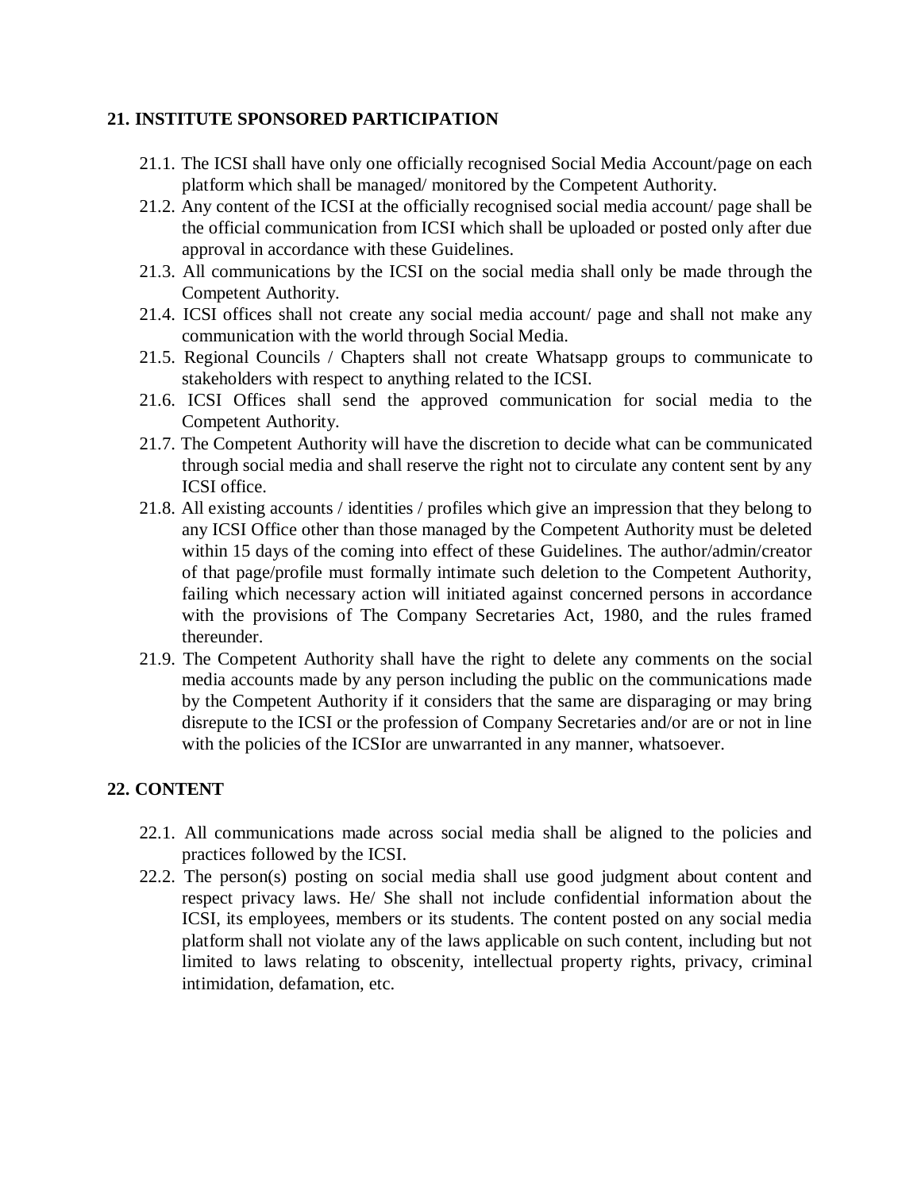## 21. INSTITUTE SPONSORED PARTICIPATION

21.1. The ICSI shall have only one officially recognised Social Media Account/page on each platform which shall be managed/ monitored by the Competent Authority.

21.2. Any content of the ICSI at the officially recognised social media account/ page shall be the official communication from ICSI which shall be uploaded or posted only after due approval in accordance with these Guidelines.

21.3. All communications by the ICSI on the social media shall only be made through the Competent Authority.

21.4. ICSI offices shall not create any social media account/ page and shall not make any communication with the world through Social Media.

21.5. Regional Councils / Chapters shall not create Whatsapp groups to communicate to stakeholders with respect to anything related to the ICSI.

21.6. ICSI Offices shall send the approved communication for social media to the Competent Authority.

21.7. The Competent Authority will have the discretion to decide what can be communicated through social media and shall reserve the right not to circulate any content sent by any ICSI office.

21.8. All existing accounts / identities / profiles which give an impression that they belong to any ICSI Office other than those managed by the Competent Authority must be deleted within 15 days of the coming into effect of these Guidelines. The author/admin/creator of that page/profile must formally intimate such deletion to the Competent Authority, failing which necessary action will initiated against concerned persons in accordance with the provisions of The Company Secretaries Act, 1980, and the rules framed thereunder.

21.9. The Competent Authority shall have the right to delete any comments on the social media accounts made by any person including the public on the communications made by the Competent Authority if it considers that the same are disparaging or may bring disrepute to the ICSI or the profession of Company Secretaries and/or are or not in line with the policies of the ICSIor are unwarranted in any manner, whatsoever.

## 22. CONTENT

22.1. All communications made across social media shall be aligned to the policies and practices followed by the ICSI.

22.2. The person(s) posting on social media shall use good judgment about content and respect privacy laws. He/ She shall not include confidential information about the ICSI, its employees, members or its students. The content posted on any social media platform shall not violate any of the laws applicable on such content, including but not limited to laws relating to obscenity, intellectual property rights, privacy, criminal intimidation, defamation, etc.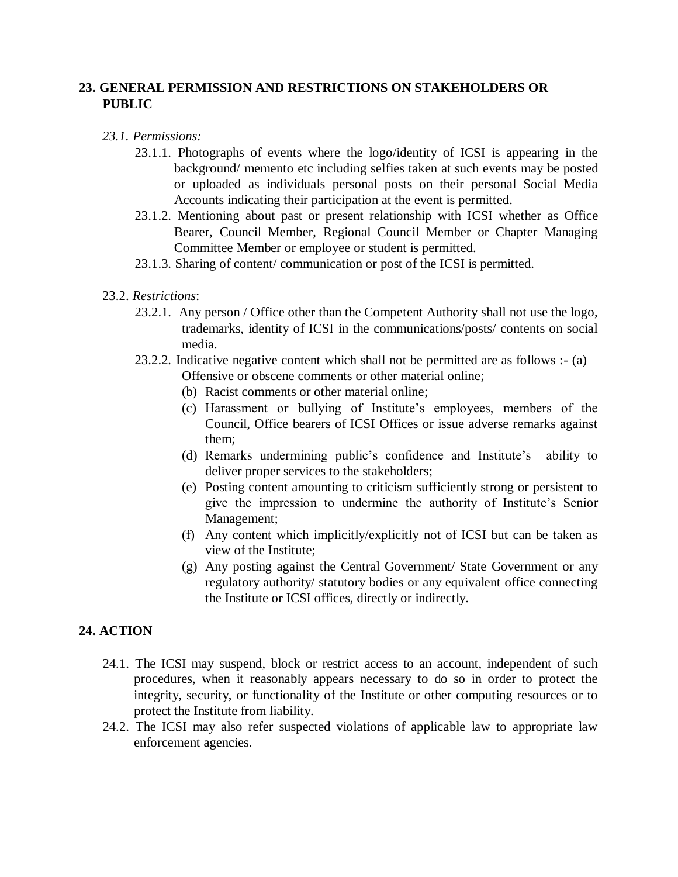## 23. GENERAL PERMISSION AND RESTRICTIONS ON STAKEHOLDERS OR PUBLIC

*23.1. Permissions:*

- 23.1.1. Photographs of events where the logo/identity of ICSI is appearing in the background/ memento etc including selfies taken at such events may be posted or uploaded as individuals personal posts on their personal Social Media Accounts indicating their participation at the event is permitted.
- 23.1.2. Mentioning about past or present relationship with ICSI whether as Office Bearer, Council Member, Regional Council Member or Chapter Managing Committee Member or employee or student is permitted.
- 23.1.3. Sharing of content/ communication or post of the ICSI is permitted.

23.2. *Restrictions*:

- 23.2.1. Any person / Office other than the Competent Authority shall not use the logo, trademarks, identity of ICSI in the communications/posts/ contents on social media.
- 23.2.2. Indicative negative content which shall not be permitted are as follows :- (a) Offensive or obscene comments or other material online;
  - (b) Racist comments or other material online;
  - (c) Harassment or bullying of Institute's employees, members of the Council, Office bearers of ICSI Offices or issue adverse remarks against them;
  - (d) Remarks undermining public's confidence and Institute's ability to deliver proper services to the stakeholders;
  - (e) Posting content amounting to criticism sufficiently strong or persistent to give the impression to undermine the authority of Institute's Senior Management;
  - (f) Any content which implicitly/explicitly not of ICSI but can be taken as view of the Institute;
  - (g) Any posting against the Central Government/ State Government or any regulatory authority/ statutory bodies or any equivalent office connecting the Institute or ICSI offices, directly or indirectly.

## 24. ACTION

- 24.1. The ICSI may suspend, block or restrict access to an account, independent of such procedures, when it reasonably appears necessary to do so in order to protect the integrity, security, or functionality of the Institute or other computing resources or to protect the Institute from liability.
- 24.2. The ICSI may also refer suspected violations of applicable law to appropriate law enforcement agencies.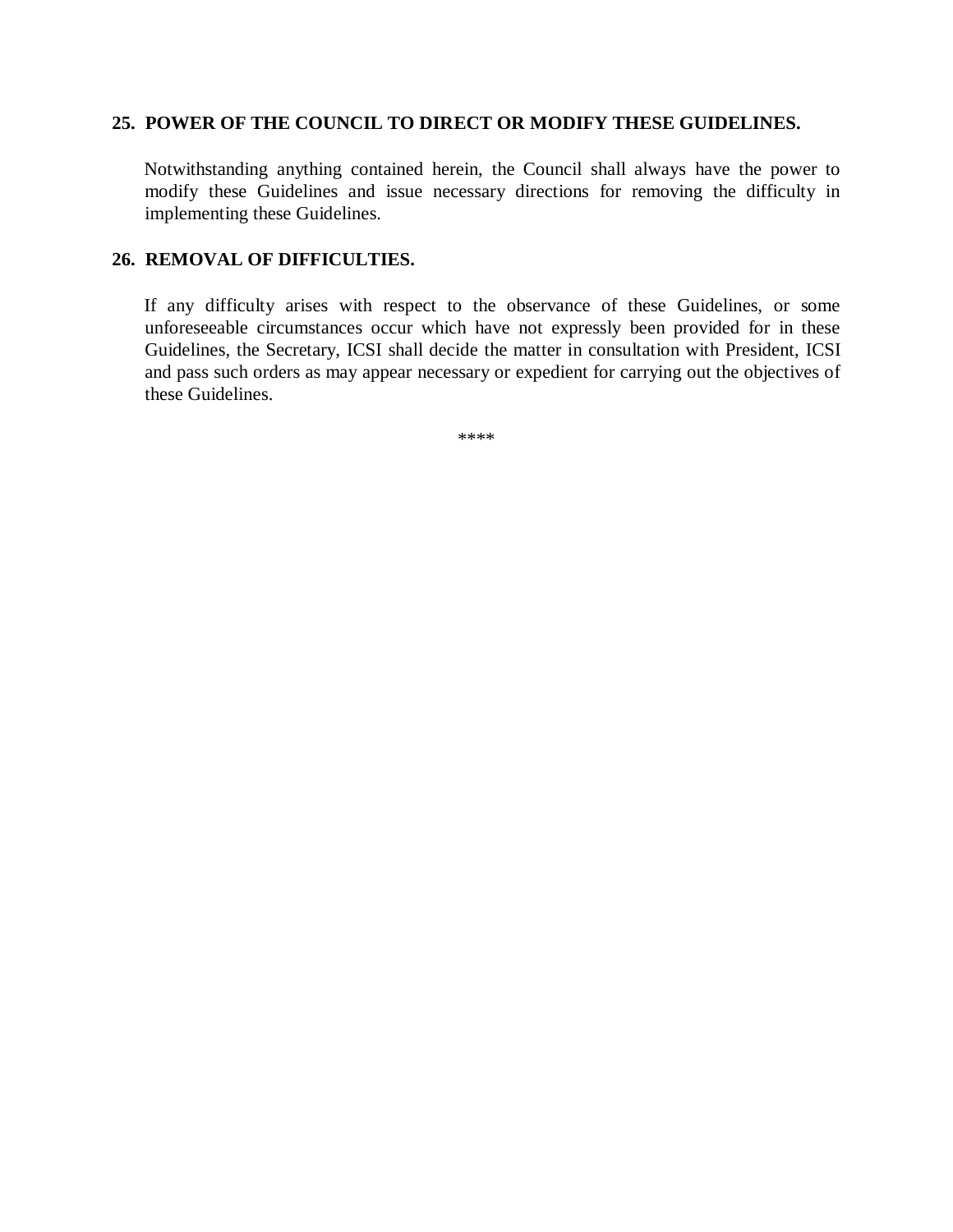**25. POWER OF THE COUNCIL TO DIRECT OR MODIFY THESE GUIDELINES.**

Notwithstanding anything contained herein, the Council shall always have the power to modify these Guidelines and issue necessary directions for removing the difficulty in implementing these Guidelines.

**26. REMOVAL OF DIFFICULTIES.**

If any difficulty arises with respect to the observance of these Guidelines, or some unforeseeable circumstances occur which have not expressly been provided for in these Guidelines, the Secretary, ICSI shall decide the matter in consultation with President, ICSI and pass such orders as may appear necessary or expedient for carrying out the objectives of these Guidelines.

****